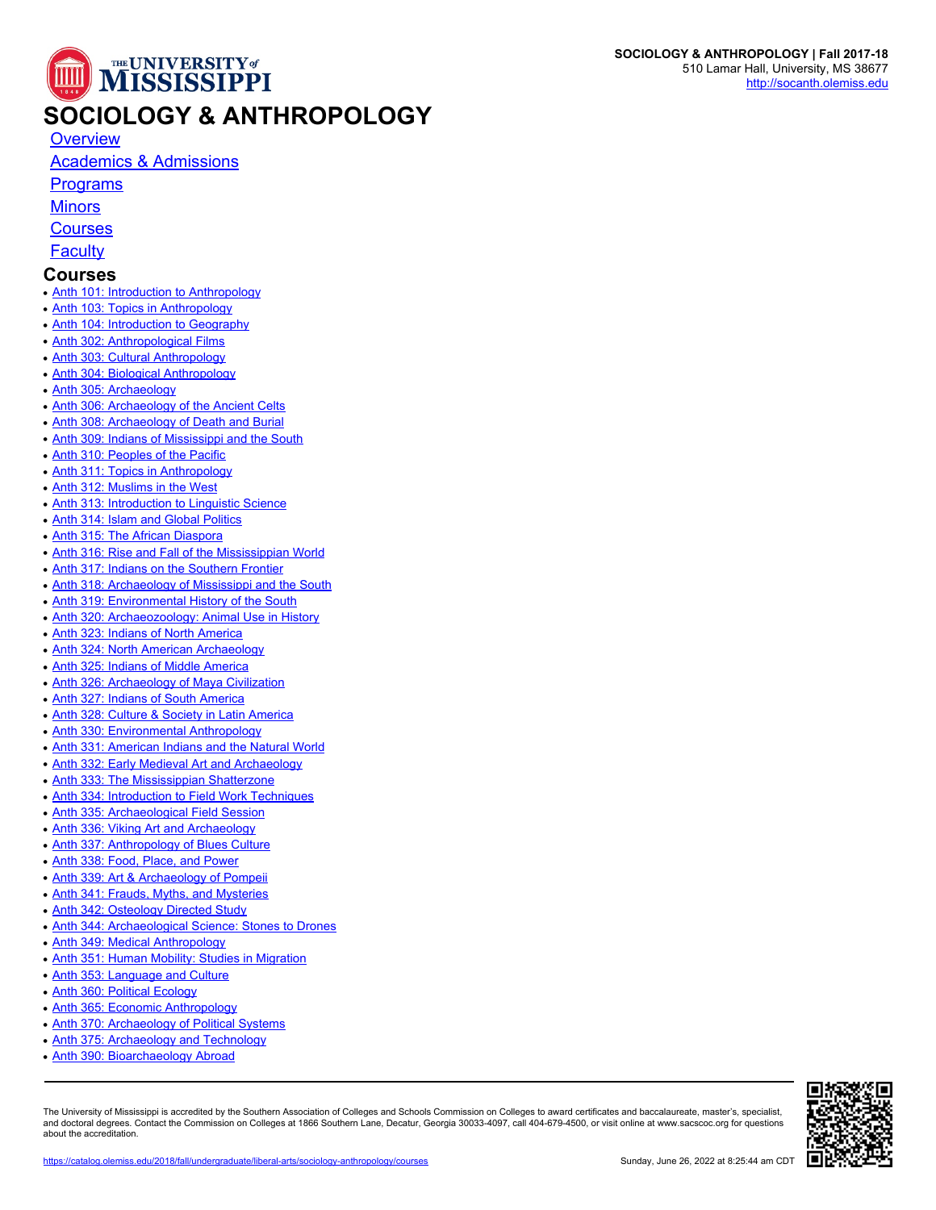SOCIOLOGY & ANTHROPOLOGY | Fall 2017-18
510 Lamar Hall, University, MS 38677
http://socanth.olemiss.edu

# SOCIOLOGY & ANTHROPOLOGY

- Overview
- Academics & Admissions
- Programs
- Minors
- Courses
- Faculty

## Courses

- Anth 101: Introduction to Anthropology
- Anth 103: Topics in Anthropology
- Anth 104: Introduction to Geography
- Anth 302: Anthropological Films
- Anth 303: Cultural Anthropology
- Anth 304: Biological Anthropology
- Anth 305: Archaeology
- Anth 306: Archaeology of the Ancient Celts
- Anth 308: Archaeology of Death and Burial
- Anth 309: Indians of Mississippi and the South
- Anth 310: Peoples of the Pacific
- Anth 311: Topics in Anthropology
- Anth 312: Muslims in the West
- Anth 313: Introduction to Linguistic Science
- Anth 314: Islam and Global Politics
- Anth 315: The African Diaspora
- Anth 316: Rise and Fall of the Mississippian World
- Anth 317: Indians on the Southern Frontier
- Anth 318: Archaeology of Mississippi and the South
- Anth 319: Environmental History of the South
- Anth 320: Archaeozoology: Animal Use in History
- Anth 323: Indians of North America
- Anth 324: North American Archaeology
- Anth 325: Indians of Middle America
- Anth 326: Archaeology of Maya Civilization
- Anth 327: Indians of South America
- Anth 328: Culture & Society in Latin America
- Anth 330: Environmental Anthropology
- Anth 331: American Indians and the Natural World
- Anth 332: Early Medieval Art and Archaeology
- Anth 333: The Mississippian Shatterzone
- Anth 334: Introduction to Field Work Techniques
- Anth 335: Archaeological Field Session
- Anth 336: Viking Art and Archaeology
- Anth 337: Anthropology of Blues Culture
- Anth 338: Food, Place, and Power
- Anth 339: Art & Archaeology of Pompeii
- Anth 341: Frauds, Myths, and Mysteries
- Anth 342: Osteology Directed Study
- Anth 344: Archaeological Science: Stones to Drones
- Anth 349: Medical Anthropology
- Anth 351: Human Mobility: Studies in Migration
- Anth 353: Language and Culture
- Anth 360: Political Ecology
- Anth 365: Economic Anthropology
- Anth 370: Archaeology of Political Systems
- Anth 375: Archaeology and Technology
- Anth 390: Bioarchaeology Abroad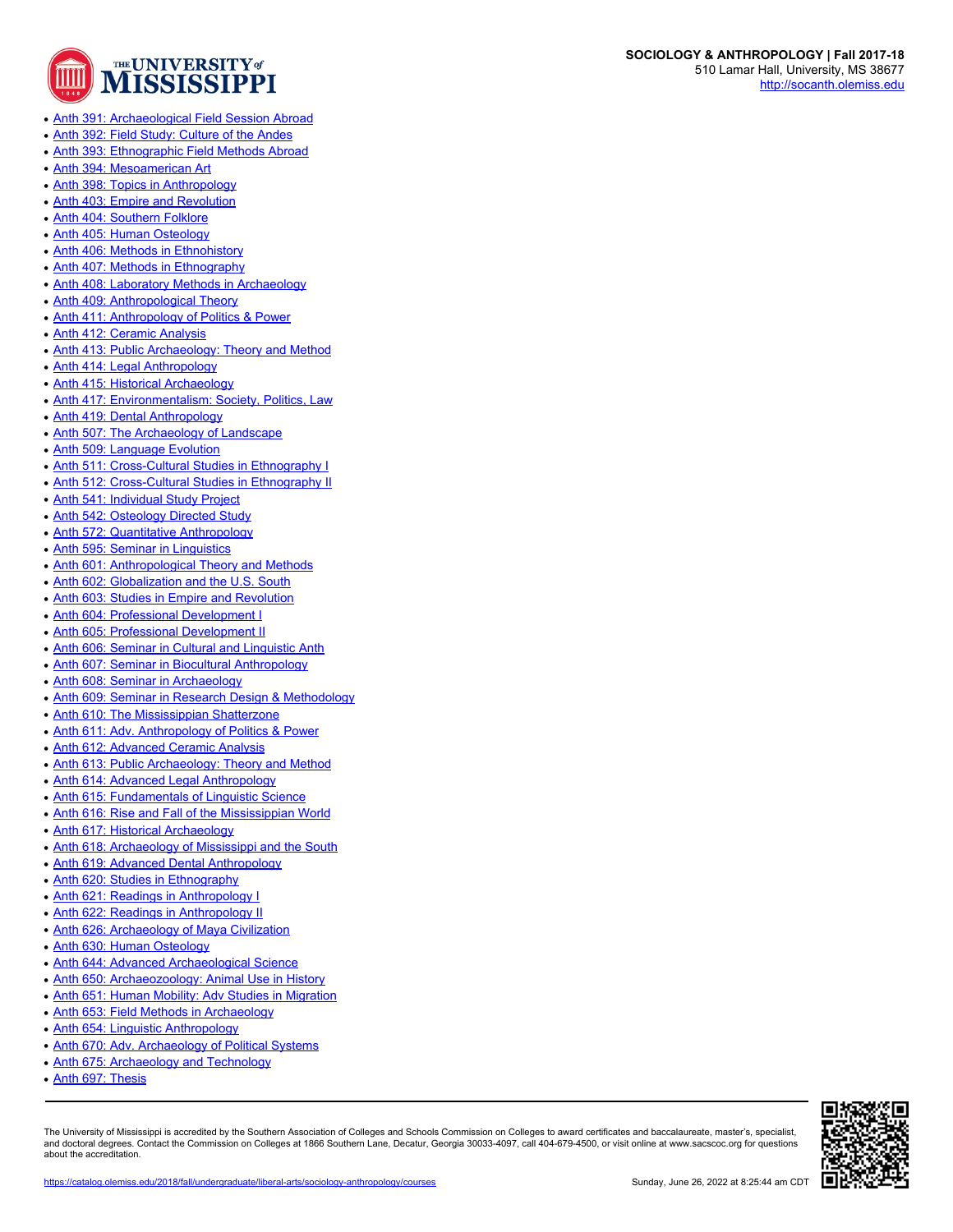- Anth 391: Archaeological Field Session Abroad
- Anth 392: Field Study: Culture of the Andes
- Anth 393: Ethnographic Field Methods Abroad
- Anth 394: Mesoamerican Art
- Anth 398: Topics in Anthropology
- Anth 403: Empire and Revolution
- Anth 404: Southern Folklore
- Anth 405: Human Osteology
- Anth 406: Methods in Ethnohistory
- Anth 407: Methods in Ethnography
- Anth 408: Laboratory Methods in Archaeology
- Anth 409: Anthropological Theory
- Anth 411: Anthropology of Politics & Power
- Anth 412: Ceramic Analysis
- Anth 413: Public Archaeology: Theory and Method
- Anth 414: Legal Anthropology
- Anth 415: Historical Archaeology
- Anth 417: Environmentalism: Society, Politics, Law
- Anth 419: Dental Anthropology
- Anth 507: The Archaeology of Landscape
- Anth 509: Language Evolution
- Anth 511: Cross-Cultural Studies in Ethnography I
- Anth 512: Cross-Cultural Studies in Ethnography II
- Anth 541: Individual Study Project
- Anth 542: Osteology Directed Study
- Anth 572: Quantitative Anthropology
- Anth 595: Seminar in Linguistics
- Anth 601: Anthropological Theory and Methods
- Anth 602: Globalization and the U.S. South
- Anth 603: Studies in Empire and Revolution
- Anth 604: Professional Development I
- Anth 605: Professional Development II
- Anth 606: Seminar in Cultural and Linguistic Anth
- Anth 607: Seminar in Biocultural Anthropology
- Anth 608: Seminar in Archaeology
- Anth 609: Seminar in Research Design & Methodology
- Anth 610: The Mississippian Shatterzone
- Anth 611: Adv. Anthropology of Politics & Power
- Anth 612: Advanced Ceramic Analysis
- Anth 613: Public Archaeology: Theory and Method
- Anth 614: Advanced Legal Anthropology
- Anth 615: Fundamentals of Linguistic Science
- Anth 616: Rise and Fall of the Mississippian World
- Anth 617: Historical Archaeology
- Anth 618: Archaeology of Mississippi and the South
- Anth 619: Advanced Dental Anthropology
- Anth 620: Studies in Ethnography
- Anth 621: Readings in Anthropology I
- Anth 622: Readings in Anthropology II
- Anth 626: Archaeology of Maya Civilization
- Anth 630: Human Osteology
- Anth 644: Advanced Archaeological Science
- Anth 650: Archaeozoology: Animal Use in History
- Anth 651: Human Mobility: Adv Studies in Migration
- Anth 653: Field Methods in Archaeology
- Anth 654: Linguistic Anthropology
- Anth 670: Adv. Archaeology of Political Systems
- Anth 675: Archaeology and Technology
- Anth 697: Thesis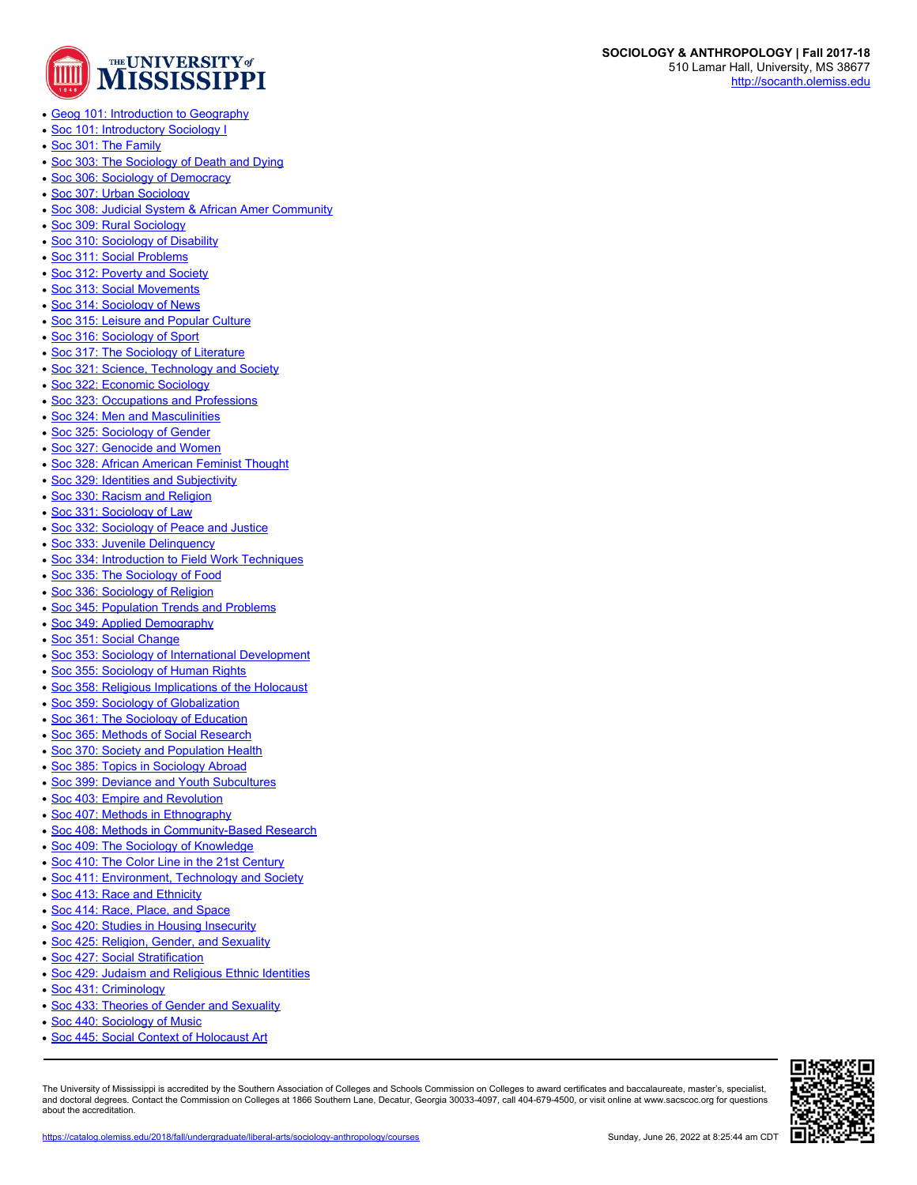- Geog 101: Introduction to Geography
- Soc 101: Introductory Sociology I
- Soc 301: The Family
- Soc 303: The Sociology of Death and Dying
- Soc 306: Sociology of Democracy
- Soc 307: Urban Sociology
- Soc 308: Judicial System & African Amer Community
- Soc 309: Rural Sociology
- Soc 310: Sociology of Disability
- Soc 311: Social Problems
- Soc 312: Poverty and Society
- Soc 313: Social Movements
- Soc 314: Sociology of News
- Soc 315: Leisure and Popular Culture
- Soc 316: Sociology of Sport
- Soc 317: The Sociology of Literature
- Soc 321: Science, Technology and Society
- Soc 322: Economic Sociology
- Soc 323: Occupations and Professions
- Soc 324: Men and Masculinities
- Soc 325: Sociology of Gender
- Soc 327: Genocide and Women
- Soc 328: African American Feminist Thought
- Soc 329: Identities and Subjectivity
- Soc 330: Racism and Religion
- Soc 331: Sociology of Law
- Soc 332: Sociology of Peace and Justice
- Soc 333: Juvenile Delinquency
- Soc 334: Introduction to Field Work Techniques
- Soc 335: The Sociology of Food
- Soc 336: Sociology of Religion
- Soc 345: Population Trends and Problems
- Soc 349: Applied Demography
- Soc 351: Social Change
- Soc 353: Sociology of International Development
- Soc 355: Sociology of Human Rights
- Soc 358: Religious Implications of the Holocaust
- Soc 359: Sociology of Globalization
- Soc 361: The Sociology of Education
- Soc 365: Methods of Social Research
- Soc 370: Society and Population Health
- Soc 385: Topics in Sociology Abroad
- Soc 399: Deviance and Youth Subcultures
- Soc 403: Empire and Revolution
- Soc 407: Methods in Ethnography
- Soc 408: Methods in Community-Based Research
- Soc 409: The Sociology of Knowledge
- Soc 410: The Color Line in the 21st Century
- Soc 411: Environment, Technology and Society
- Soc 413: Race and Ethnicity
- Soc 414: Race, Place, and Space
- Soc 420: Studies in Housing Insecurity
- Soc 425: Religion, Gender, and Sexuality
- Soc 427: Social Stratification
- Soc 429: Judaism and Religious Ethnic Identities
- Soc 431: Criminology
- Soc 433: Theories of Gender and Sexuality
- Soc 440: Sociology of Music
- Soc 445: Social Context of Holocaust Art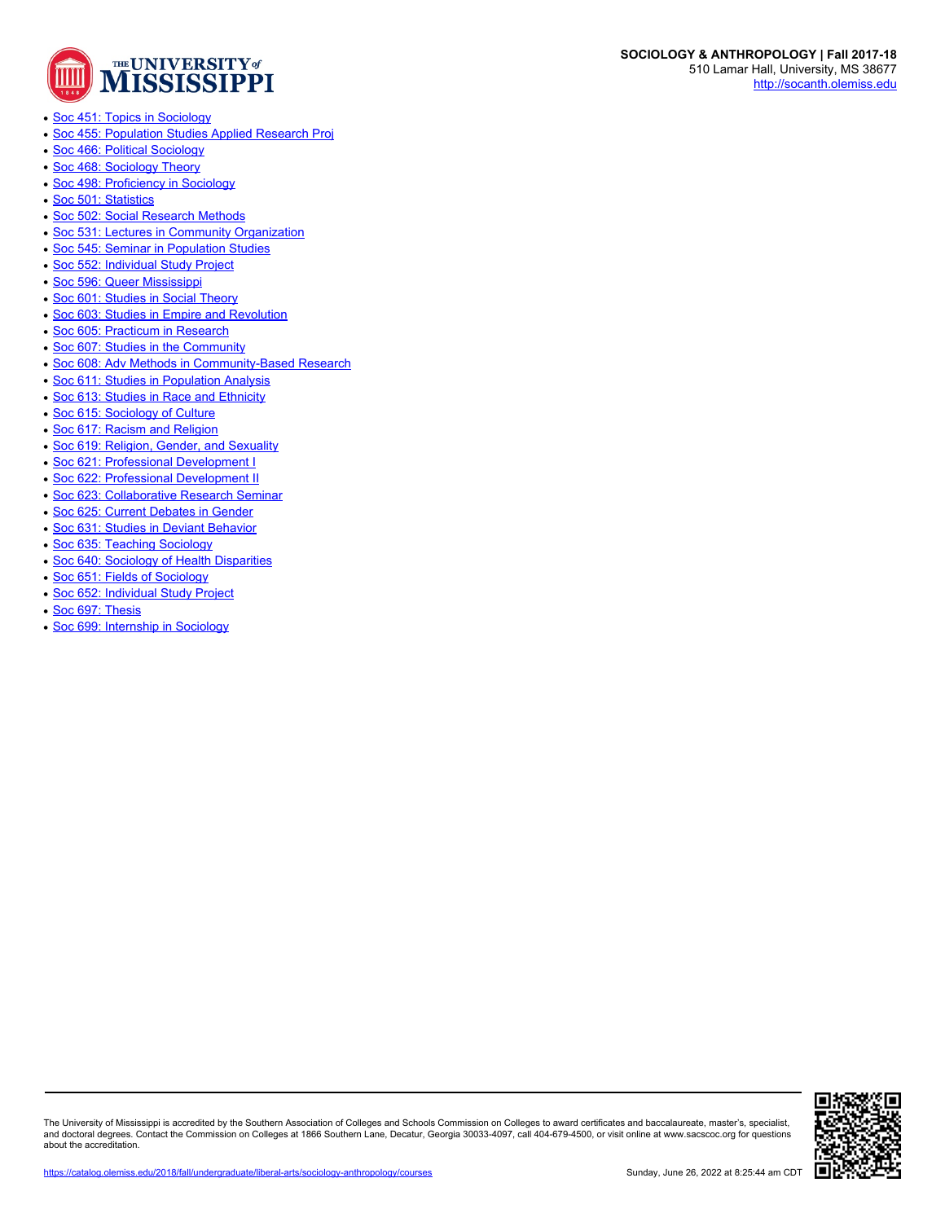- Soc 451: Topics in Sociology
- Soc 455: Population Studies Applied Research Proj
- Soc 466: Political Sociology
- Soc 468: Sociology Theory
- Soc 498: Proficiency in Sociology
- Soc 501: Statistics
- Soc 502: Social Research Methods
- Soc 531: Lectures in Community Organization
- Soc 545: Seminar in Population Studies
- Soc 552: Individual Study Project
- Soc 596: Queer Mississippi
- Soc 601: Studies in Social Theory
- Soc 603: Studies in Empire and Revolution
- Soc 605: Practicum in Research
- Soc 607: Studies in the Community
- Soc 608: Adv Methods in Community-Based Research
- Soc 611: Studies in Population Analysis
- Soc 613: Studies in Race and Ethnicity
- Soc 615: Sociology of Culture
- Soc 617: Racism and Religion
- Soc 619: Religion, Gender, and Sexuality
- Soc 621: Professional Development I
- Soc 622: Professional Development II
- Soc 623: Collaborative Research Seminar
- Soc 625: Current Debates in Gender
- Soc 631: Studies in Deviant Behavior
- Soc 635: Teaching Sociology
- Soc 640: Sociology of Health Disparities
- Soc 651: Fields of Sociology
- Soc 652: Individual Study Project
- Soc 697: Thesis
- Soc 699: Internship in Sociology